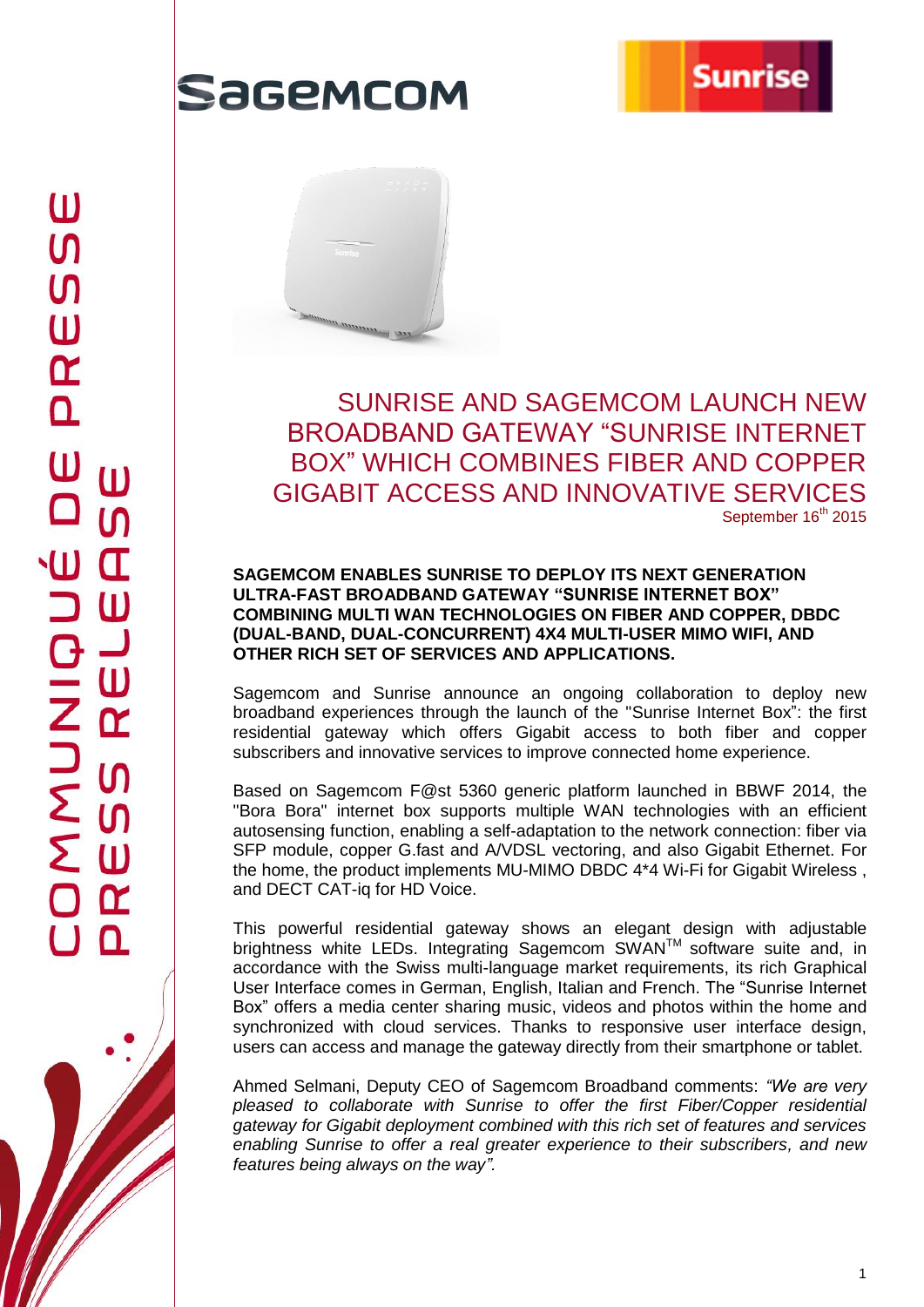# SUNRISE AND SAGEMCOM LAUNCH NEW BROADBAND GATEWAY "SUNRISE INTERNET BOX" WHICH COMBINES FIBER AND COPPER GIGABIT ACCESS AND INNOVATIVE SERVICES

September 16th 2015

**SAGEMCOM ENABLES SUNRISE TO DEPLOY ITS NEXT GENERATION ULTRA-FAST BROADBAND GATEWAY "SUNRISE INTERNET BOX" COMBINING MULTI WAN TECHNOLOGIES ON FIBER AND COPPER, DBDC (DUAL-BAND, DUAL-CONCURRENT) 4X4 MULTI-USER MIMO WIFI, AND OTHER RICH SET OF SERVICES AND APPLICATIONS.**

Sagemcom and Sunrise announce an ongoing collaboration to deploy new broadband experiences through the launch of the "Sunrise Internet Box": the first residential gateway which offers Gigabit access to both fiber and copper subscribers and innovative services to improve connected home experience.

Based on Sagemcom F@st 5360 generic platform launched in BBWF 2014, the "Bora Bora" internet box supports multiple WAN technologies with an efficient autosensing function, enabling a self-adaptation to the network connection: fiber via SFP module, copper G.fast and A/VDSL vectoring, and also Gigabit Ethernet. For the home, the product implements MU-MIMO DBDC 4*4 Wi-Fi for Gigabit Wireless , and DECT CAT-iq for HD Voice.

This powerful residential gateway shows an elegant design with adjustable brightness white LEDs. Integrating Sagemcom SWAN™ software suite and, in accordance with the Swiss multi-language market requirements, its rich Graphical User Interface comes in German, English, Italian and French. The "Sunrise Internet Box" offers a media center sharing music, videos and photos within the home and synchronized with cloud services. Thanks to responsive user interface design, users can access and manage the gateway directly from their smartphone or tablet.

Ahmed Selmani, Deputy CEO of Sagemcom Broadband comments: *"We are very pleased to collaborate with Sunrise to offer the first Fiber/Copper residential gateway for Gigabit deployment combined with this rich set of features and services enabling Sunrise to offer a real greater experience to their subscribers, and new features being always on the way".*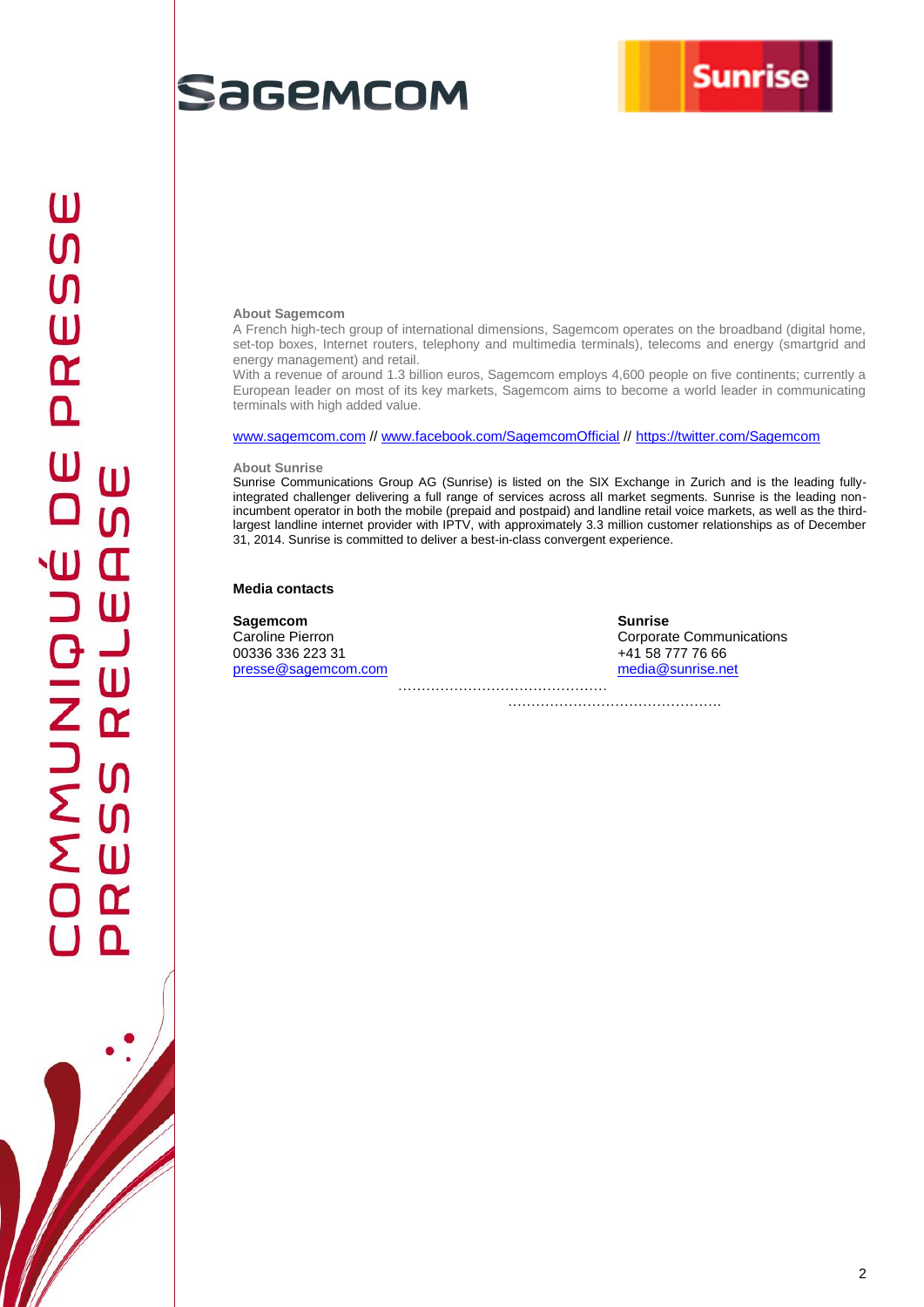**About Sagemcom**

A French high-tech group of international dimensions, Sagemcom operates on the broadband (digital home, set-top boxes, Internet routers, telephony and multimedia terminals), telecoms and energy (smartgrid and energy management) and retail.

With a revenue of around 1.3 billion euros, Sagemcom employs 4,600 people on five continents; currently a European leader on most of its key markets, Sagemcom aims to become a world leader in communicating terminals with high added value.

www.sagemcom.com // www.facebook.com/SagemcomOfficial // https://twitter.com/Sagemcom

**About Sunrise**

Sunrise Communications Group AG (Sunrise) is listed on the SIX Exchange in Zurich and is the leading fully-integrated challenger delivering a full range of services across all market segments. Sunrise is the leading non-incumbent operator in both the mobile (prepaid and postpaid) and landline retail voice markets, as well as the third-largest landline internet provider with IPTV, with approximately 3.3 million customer relationships as of December 31, 2014. Sunrise is committed to deliver a best-in-class convergent experience.

**Media contacts**

**Sagemcom**
Caroline Pierron
00336 336 223 31
presse@sagemcom.com

**Sunrise**
Corporate Communications
+41 58 777 76 66
media@sunrise.net

……………………………………….

……………………………………….